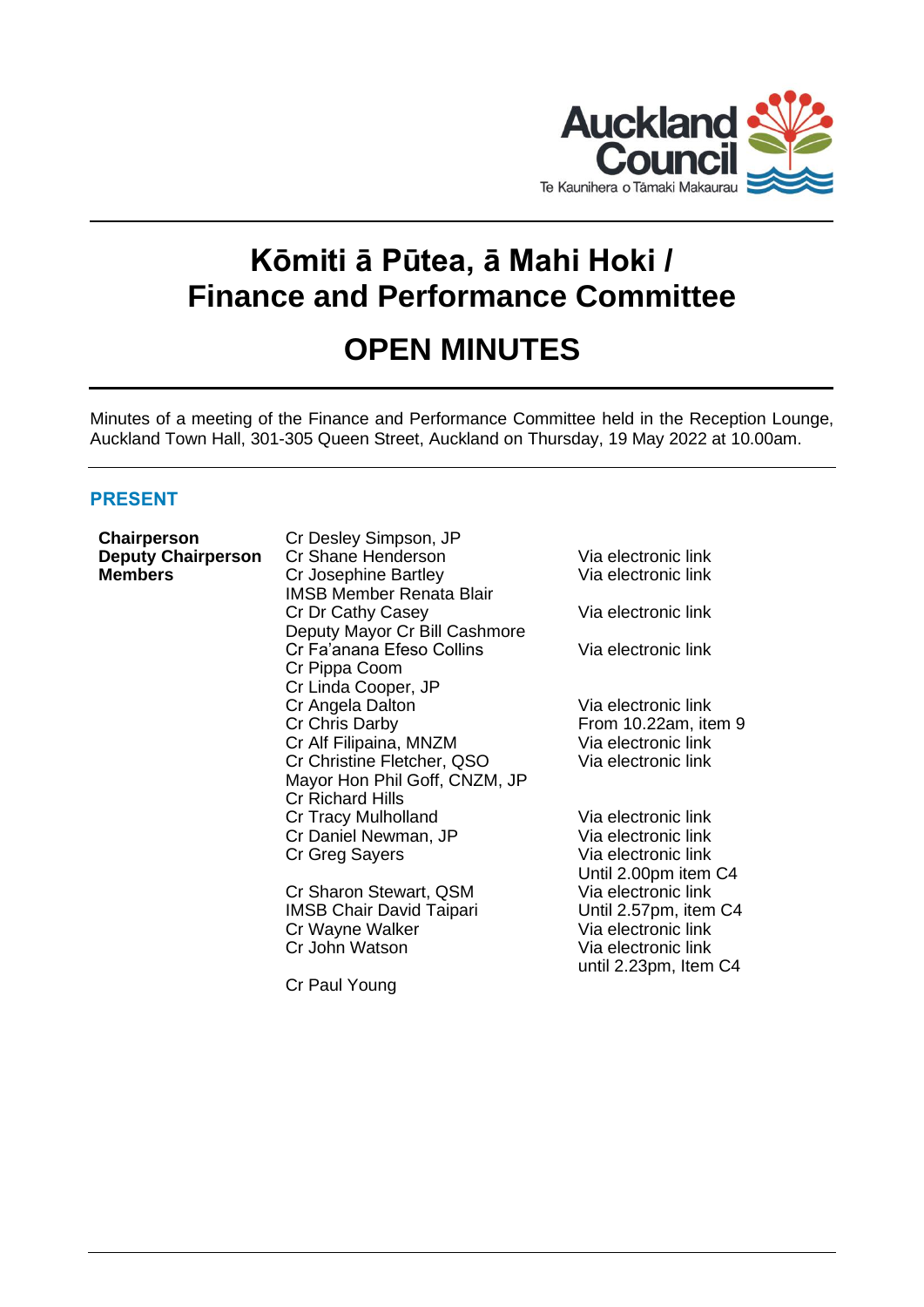# Kōmiti ā Pūtea, ā Mahi Hoki / Finance and Performance Committee

# OPEN MINUTES

Minutes of a meeting of the Finance and Performance Committee held in the Reception Lounge, Auckland Town Hall, 301-305 Queen Street, Auckland on Thursday, 19 May 2022 at 10.00am.

## PRESENT

| | | |
|---|---|---|
| **Chairperson** | Cr Desley Simpson, JP | |
| **Deputy Chairperson** | Cr Shane Henderson | Via electronic link |
| **Members** | Cr Josephine Bartley | Via electronic link |
| | IMSB Member Renata Blair | |
| | Cr Dr Cathy Casey | Via electronic link |
| | Deputy Mayor Cr Bill Cashmore | |
| | Cr Fa'anana Efeso Collins | Via electronic link |
| | Cr Pippa Coom | |
| | Cr Linda Cooper, JP | |
| | Cr Angela Dalton | Via electronic link |
| | Cr Chris Darby | From 10.22am, item 9 |
| | Cr Alf Filipaina, MNZM | Via electronic link |
| | Cr Christine Fletcher, QSO | Via electronic link |
| | Mayor Hon Phil Goff, CNZM, JP | |
| | Cr Richard Hills | |
| | Cr Tracy Mulholland | Via electronic link |
| | Cr Daniel Newman, JP | Via electronic link |
| | Cr Greg Sayers | Via electronic link<br>Until 2.00pm item C4 |
| | Cr Sharon Stewart, QSM | Via electronic link |
| | IMSB Chair David Taipari | Until 2.57pm, item C4 |
| | Cr Wayne Walker | Via electronic link |
| | Cr John Watson | Via electronic link<br>until 2.23pm, Item C4 |
| | Cr Paul Young | |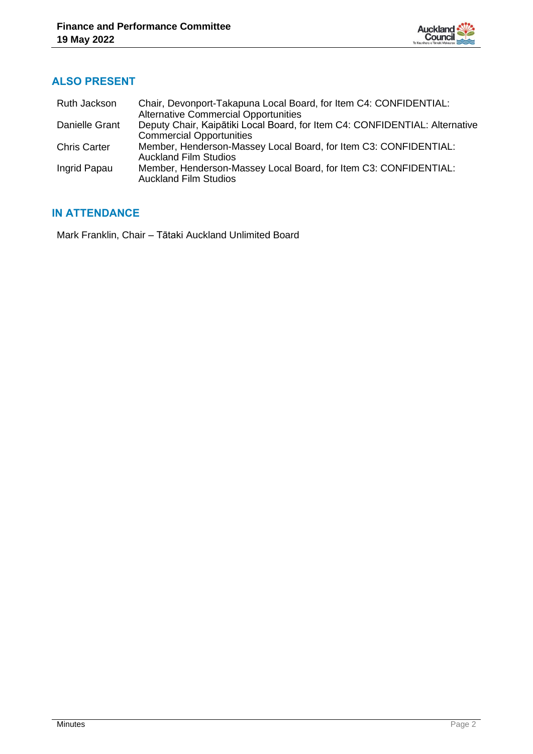## ALSO PRESENT

| | |
|---|---|
| Ruth Jackson | Chair, Devonport-Takapuna Local Board, for Item C4: CONFIDENTIAL: Alternative Commercial Opportunities |
| Danielle Grant | Deputy Chair, Kaipātiki Local Board, for Item C4: CONFIDENTIAL: Alternative Commercial Opportunities |
| Chris Carter | Member, Henderson-Massey Local Board, for Item C3: CONFIDENTIAL: Auckland Film Studios |
| Ingrid Papau | Member, Henderson-Massey Local Board, for Item C3: CONFIDENTIAL: Auckland Film Studios |

## IN ATTENDANCE

Mark Franklin, Chair – Tātaki Auckland Unlimited Board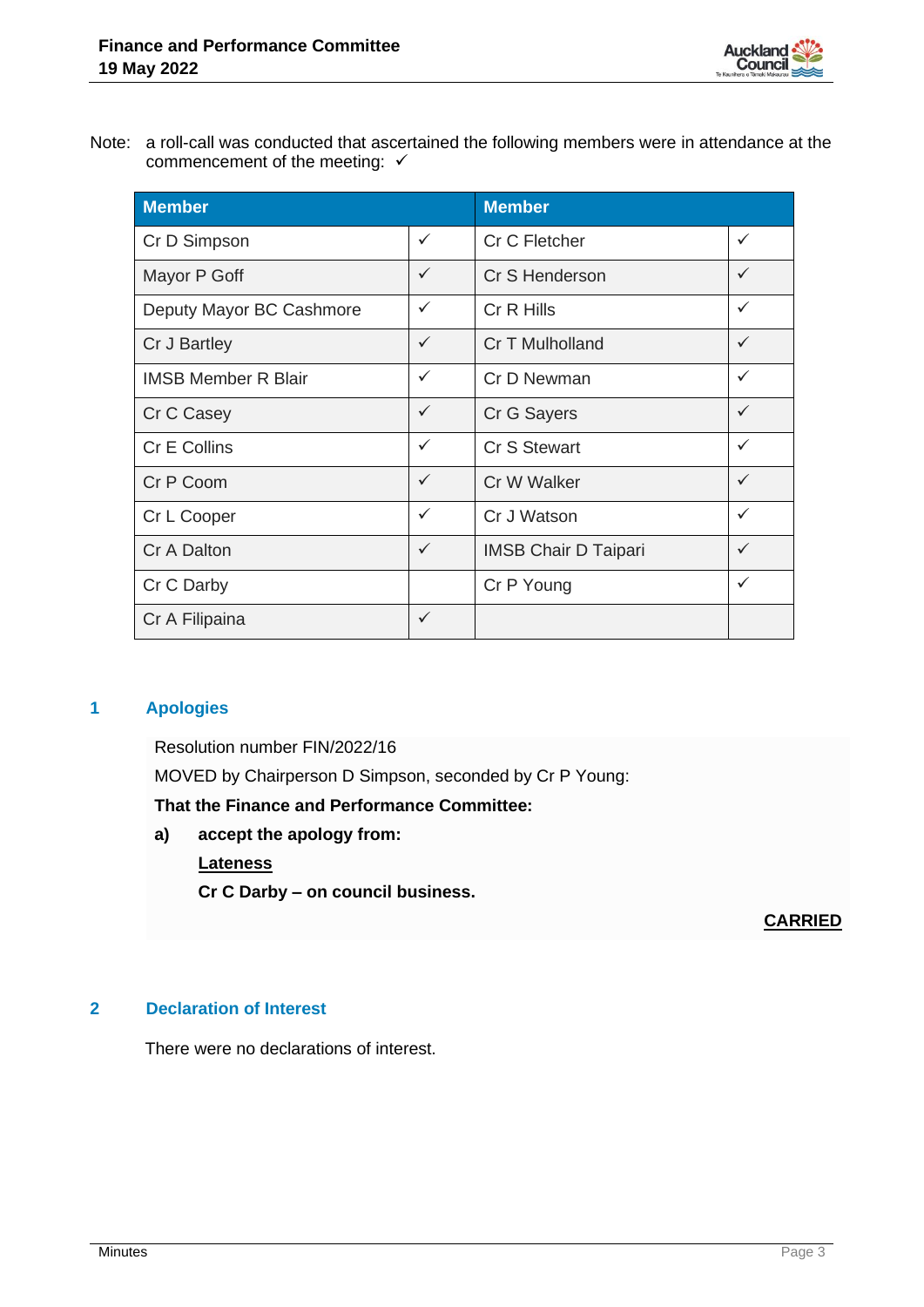Note: a roll-call was conducted that ascertained the following members were in attendance at the commencement of the meeting: ✓

| Member | | Member | |
|---|---|---|---|
| Cr D Simpson | ✓ | Cr C Fletcher | ✓ |
| Mayor P Goff | ✓ | Cr S Henderson | ✓ |
| Deputy Mayor BC Cashmore | ✓ | Cr R Hills | ✓ |
| Cr J Bartley | ✓ | Cr T Mulholland | ✓ |
| IMSB Member R Blair | ✓ | Cr D Newman | ✓ |
| Cr C Casey | ✓ | Cr G Sayers | ✓ |
| Cr E Collins | ✓ | Cr S Stewart | ✓ |
| Cr P Coom | ✓ | Cr W Walker | ✓ |
| Cr L Cooper | ✓ | Cr J Watson | ✓ |
| Cr A Dalton | ✓ | IMSB Chair D Taipari | ✓ |
| Cr C Darby | | Cr P Young | ✓ |
| Cr A Filipaina | ✓ | | |

## 1 Apologies

Resolution number FIN/2022/16

MOVED by Chairperson D Simpson, seconded by Cr P Young:

**That the Finance and Performance Committee:**

**a) accept the apology from:**

**Lateness**

**Cr C Darby – on council business.**

**CARRIED**

## 2 Declaration of Interest

There were no declarations of interest.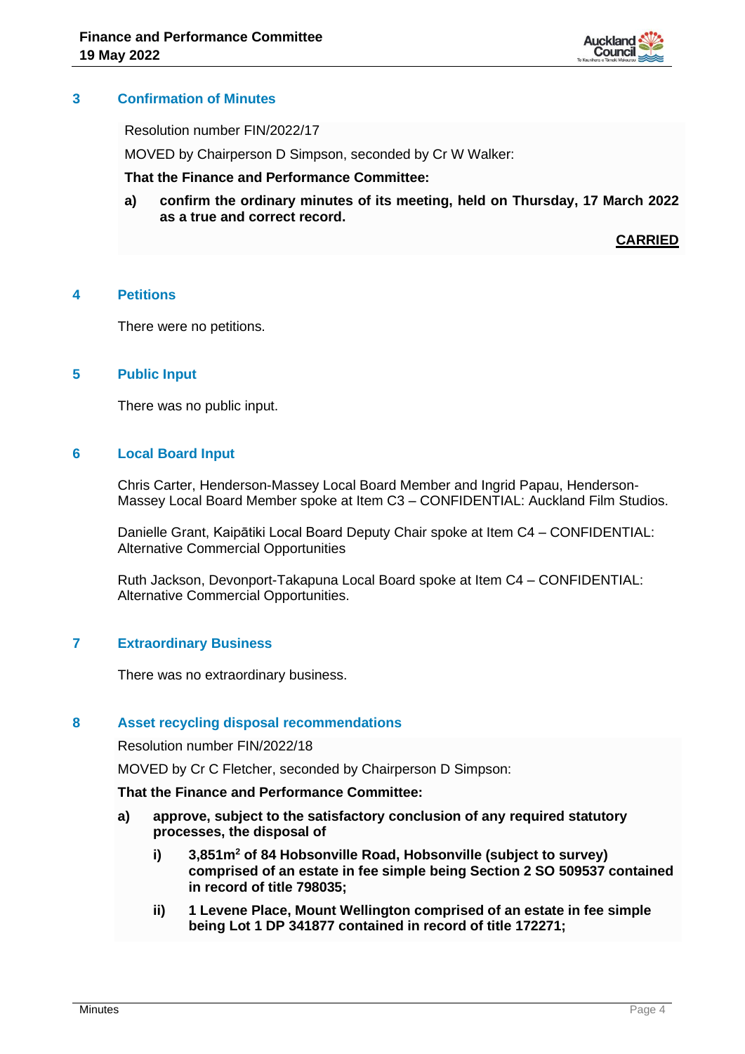## 3 Confirmation of Minutes

Resolution number FIN/2022/17

MOVED by Chairperson D Simpson, seconded by Cr W Walker:

**That the Finance and Performance Committee:**

**a) confirm the ordinary minutes of its meeting, held on Thursday, 17 March 2022 as a true and correct record.**

**CARRIED**

## 4 Petitions

There were no petitions.

## 5 Public Input

There was no public input.

## 6 Local Board Input

Chris Carter, Henderson-Massey Local Board Member and Ingrid Papau, Henderson-Massey Local Board Member spoke at Item C3 – CONFIDENTIAL: Auckland Film Studios.

Danielle Grant, Kaipātiki Local Board Deputy Chair spoke at Item C4 – CONFIDENTIAL: Alternative Commercial Opportunities

Ruth Jackson, Devonport-Takapuna Local Board spoke at Item C4 – CONFIDENTIAL: Alternative Commercial Opportunities.

## 7 Extraordinary Business

There was no extraordinary business.

## 8 Asset recycling disposal recommendations

Resolution number FIN/2022/18

MOVED by Cr C Fletcher, seconded by Chairperson D Simpson:

**That the Finance and Performance Committee:**

**a) approve, subject to the satisfactory conclusion of any required statutory processes, the disposal of**

**i) 3,851m$^2$ of 84 Hobsonville Road, Hobsonville (subject to survey) comprised of an estate in fee simple being Section 2 SO 509537 contained in record of title 798035;**

**ii) 1 Levene Place, Mount Wellington comprised of an estate in fee simple being Lot 1 DP 341877 contained in record of title 172271;**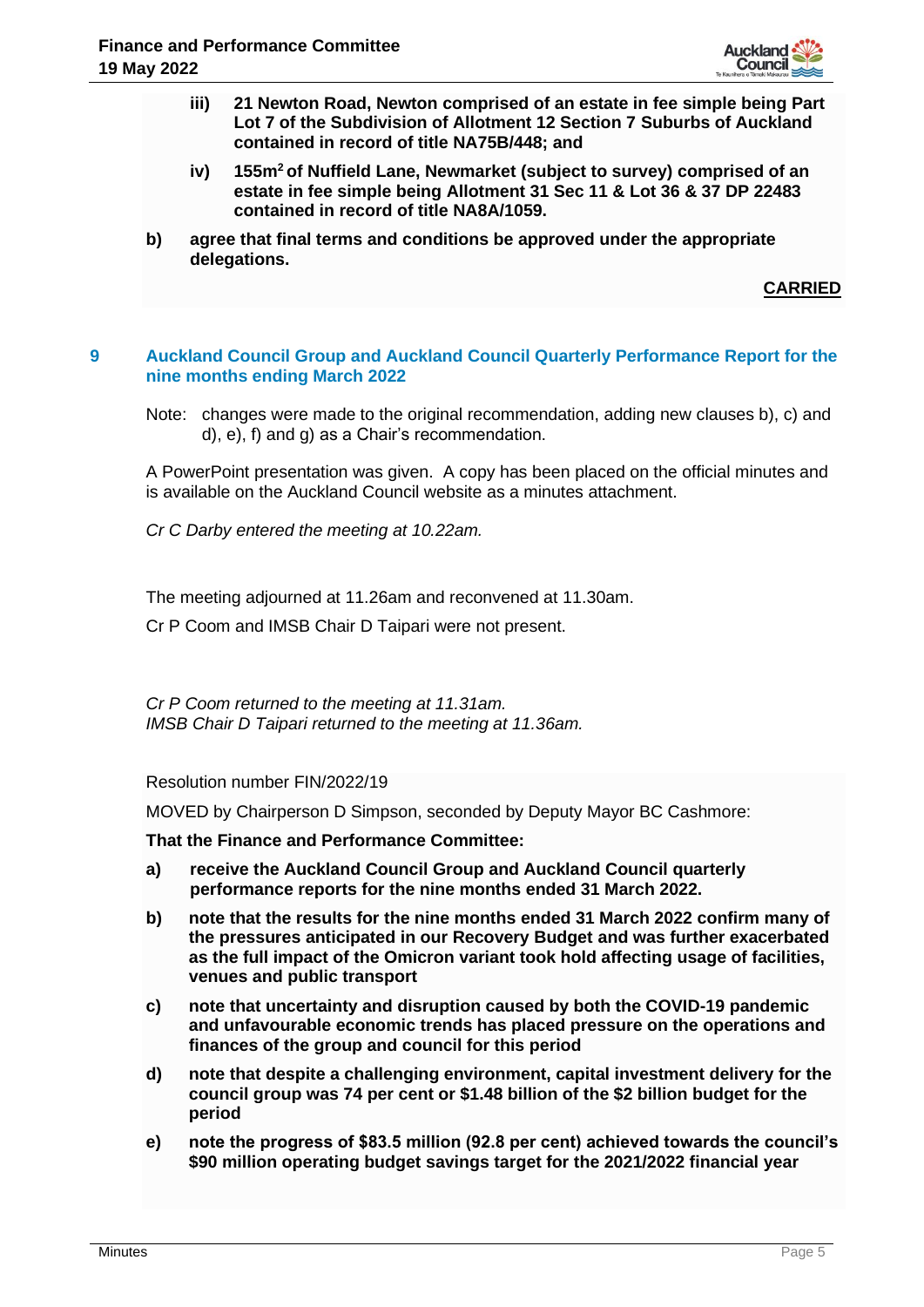**iii) 21 Newton Road, Newton comprised of an estate in fee simple being Part Lot 7 of the Subdivision of Allotment 12 Section 7 Suburbs of Auckland contained in record of title NA75B/448; and**

**iv) 155m$^2$ of Nuffield Lane, Newmarket (subject to survey) comprised of an estate in fee simple being Allotment 31 Sec 11 & Lot 36 & 37 DP 22483 contained in record of title NA8A/1059.**

**b) agree that final terms and conditions be approved under the appropriate delegations.**

**CARRIED**

## 9 Auckland Council Group and Auckland Council Quarterly Performance Report for the nine months ending March 2022

Note: changes were made to the original recommendation, adding new clauses b), c) and d), e), f) and g) as a Chair's recommendation.

A PowerPoint presentation was given. A copy has been placed on the official minutes and is available on the Auckland Council website as a minutes attachment.

*Cr C Darby entered the meeting at 10.22am.*

The meeting adjourned at 11.26am and reconvened at 11.30am.

Cr P Coom and IMSB Chair D Taipari were not present.

*Cr P Coom returned to the meeting at 11.31am.*
*IMSB Chair D Taipari returned to the meeting at 11.36am.*

Resolution number FIN/2022/19

MOVED by Chairperson D Simpson, seconded by Deputy Mayor BC Cashmore:

**That the Finance and Performance Committee:**

**a) receive the Auckland Council Group and Auckland Council quarterly performance reports for the nine months ended 31 March 2022.**

**b) note that the results for the nine months ended 31 March 2022 confirm many of the pressures anticipated in our Recovery Budget and was further exacerbated as the full impact of the Omicron variant took hold affecting usage of facilities, venues and public transport**

**c) note that uncertainty and disruption caused by both the COVID-19 pandemic and unfavourable economic trends has placed pressure on the operations and finances of the group and council for this period**

**d) note that despite a challenging environment, capital investment delivery for the council group was 74 per cent or $1.48 billion of the $2 billion budget for the period**

**e) note the progress of $83.5 million (92.8 per cent) achieved towards the council's $90 million operating budget savings target for the 2021/2022 financial year**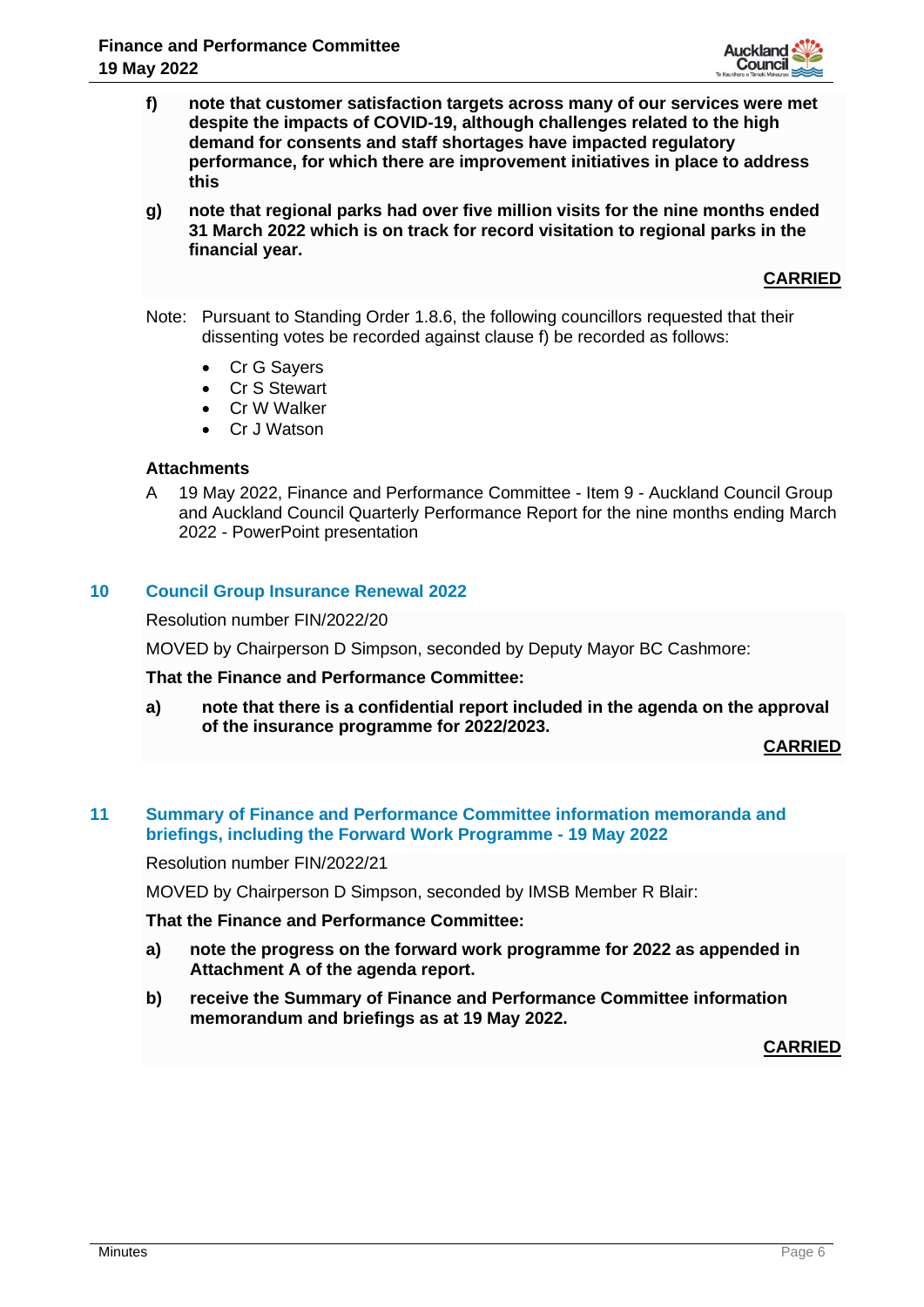**f) note that customer satisfaction targets across many of our services were met despite the impacts of COVID-19, although challenges related to the high demand for consents and staff shortages have impacted regulatory performance, for which there are improvement initiatives in place to address this**

**g) note that regional parks had over five million visits for the nine months ended 31 March 2022 which is on track for record visitation to regional parks in the financial year.**

**CARRIED**

Note: Pursuant to Standing Order 1.8.6, the following councillors requested that their dissenting votes be recorded against clause f) be recorded as follows:

- Cr G Sayers
- Cr S Stewart
- Cr W Walker
- Cr J Watson

**Attachments**

A 19 May 2022, Finance and Performance Committee - Item 9 - Auckland Council Group and Auckland Council Quarterly Performance Report for the nine months ending March 2022 - PowerPoint presentation

## 10 Council Group Insurance Renewal 2022

Resolution number FIN/2022/20

MOVED by Chairperson D Simpson, seconded by Deputy Mayor BC Cashmore:

**That the Finance and Performance Committee:**

**a) note that there is a confidential report included in the agenda on the approval of the insurance programme for 2022/2023.**

**CARRIED**

## 11 Summary of Finance and Performance Committee information memoranda and briefings, including the Forward Work Programme - 19 May 2022

Resolution number FIN/2022/21

MOVED by Chairperson D Simpson, seconded by IMSB Member R Blair:

**That the Finance and Performance Committee:**

**a) note the progress on the forward work programme for 2022 as appended in Attachment A of the agenda report.**

**b) receive the Summary of Finance and Performance Committee information memorandum and briefings as at 19 May 2022.**

**CARRIED**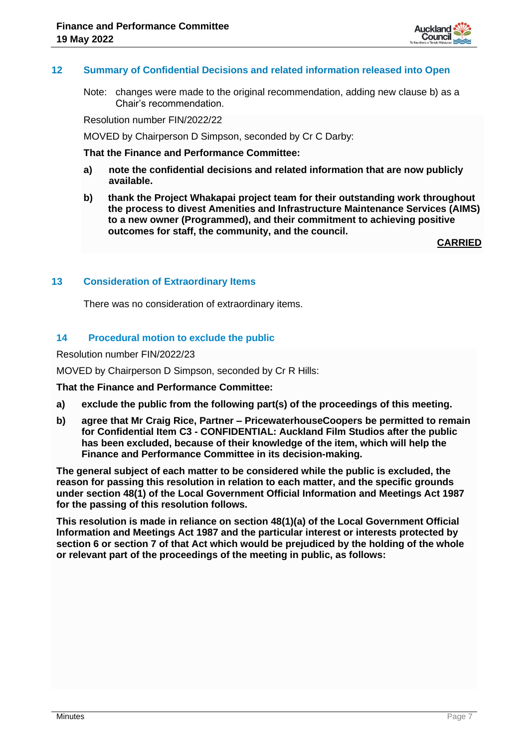## 12 Summary of Confidential Decisions and related information released into Open

Note: changes were made to the original recommendation, adding new clause b) as a Chair's recommendation.

Resolution number FIN/2022/22

MOVED by Chairperson D Simpson, seconded by Cr C Darby:

**That the Finance and Performance Committee:**

**a) note the confidential decisions and related information that are now publicly available.**

**b) thank the Project Whakapai project team for their outstanding work throughout the process to divest Amenities and Infrastructure Maintenance Services (AIMS) to a new owner (Programmed), and their commitment to achieving positive outcomes for staff, the community, and the council.**

**CARRIED**

## 13 Consideration of Extraordinary Items

There was no consideration of extraordinary items.

## 14 Procedural motion to exclude the public

Resolution number FIN/2022/23

MOVED by Chairperson D Simpson, seconded by Cr R Hills:

**That the Finance and Performance Committee:**

**a) exclude the public from the following part(s) of the proceedings of this meeting.**

**b) agree that Mr Craig Rice, Partner – PricewaterhouseCoopers be permitted to remain for Confidential Item C3 - CONFIDENTIAL: Auckland Film Studios after the public has been excluded, because of their knowledge of the item, which will help the Finance and Performance Committee in its decision-making.**

**The general subject of each matter to be considered while the public is excluded, the reason for passing this resolution in relation to each matter, and the specific grounds under section 48(1) of the Local Government Official Information and Meetings Act 1987 for the passing of this resolution follows.**

**This resolution is made in reliance on section 48(1)(a) of the Local Government Official Information and Meetings Act 1987 and the particular interest or interests protected by section 6 or section 7 of that Act which would be prejudiced by the holding of the whole or relevant part of the proceedings of the meeting in public, as follows:**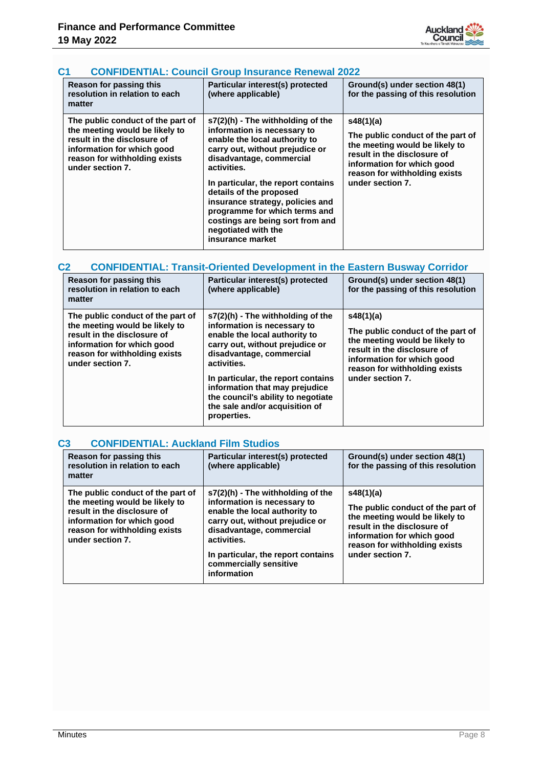### C1 CONFIDENTIAL: Council Group Insurance Renewal 2022

| Reason for passing this resolution in relation to each matter | Particular interest(s) protected (where applicable) | Ground(s) under section 48(1) for the passing of this resolution |
|---|---|---|
| The public conduct of the part of the meeting would be likely to result in the disclosure of information for which good reason for withholding exists under section 7. | s7(2)(h) - The withholding of the information is necessary to enable the local authority to carry out, without prejudice or disadvantage, commercial activities.<br><br>In particular, the report contains details of the proposed insurance strategy, policies and programme for which terms and costings are being sort from and negotiated with the insurance market | s48(1)(a)<br><br>The public conduct of the part of the meeting would be likely to result in the disclosure of information for which good reason for withholding exists under section 7. |

### C2 CONFIDENTIAL: Transit-Oriented Development in the Eastern Busway Corridor

| Reason for passing this resolution in relation to each matter | Particular interest(s) protected (where applicable) | Ground(s) under section 48(1) for the passing of this resolution |
|---|---|---|
| The public conduct of the part of the meeting would be likely to result in the disclosure of information for which good reason for withholding exists under section 7. | s7(2)(h) - The withholding of the information is necessary to enable the local authority to carry out, without prejudice or disadvantage, commercial activities.<br><br>In particular, the report contains information that may prejudice the council's ability to negotiate the sale and/or acquisition of properties. | s48(1)(a)<br><br>The public conduct of the part of the meeting would be likely to result in the disclosure of information for which good reason for withholding exists under section 7. |

### C3 CONFIDENTIAL: Auckland Film Studios

| Reason for passing this resolution in relation to each matter | Particular interest(s) protected (where applicable) | Ground(s) under section 48(1) for the passing of this resolution |
|---|---|---|
| The public conduct of the part of the meeting would be likely to result in the disclosure of information for which good reason for withholding exists under section 7. | s7(2)(h) - The withholding of the information is necessary to enable the local authority to carry out, without prejudice or disadvantage, commercial activities.<br><br>In particular, the report contains commercially sensitive information | s48(1)(a)<br><br>The public conduct of the part of the meeting would be likely to result in the disclosure of information for which good reason for withholding exists under section 7. |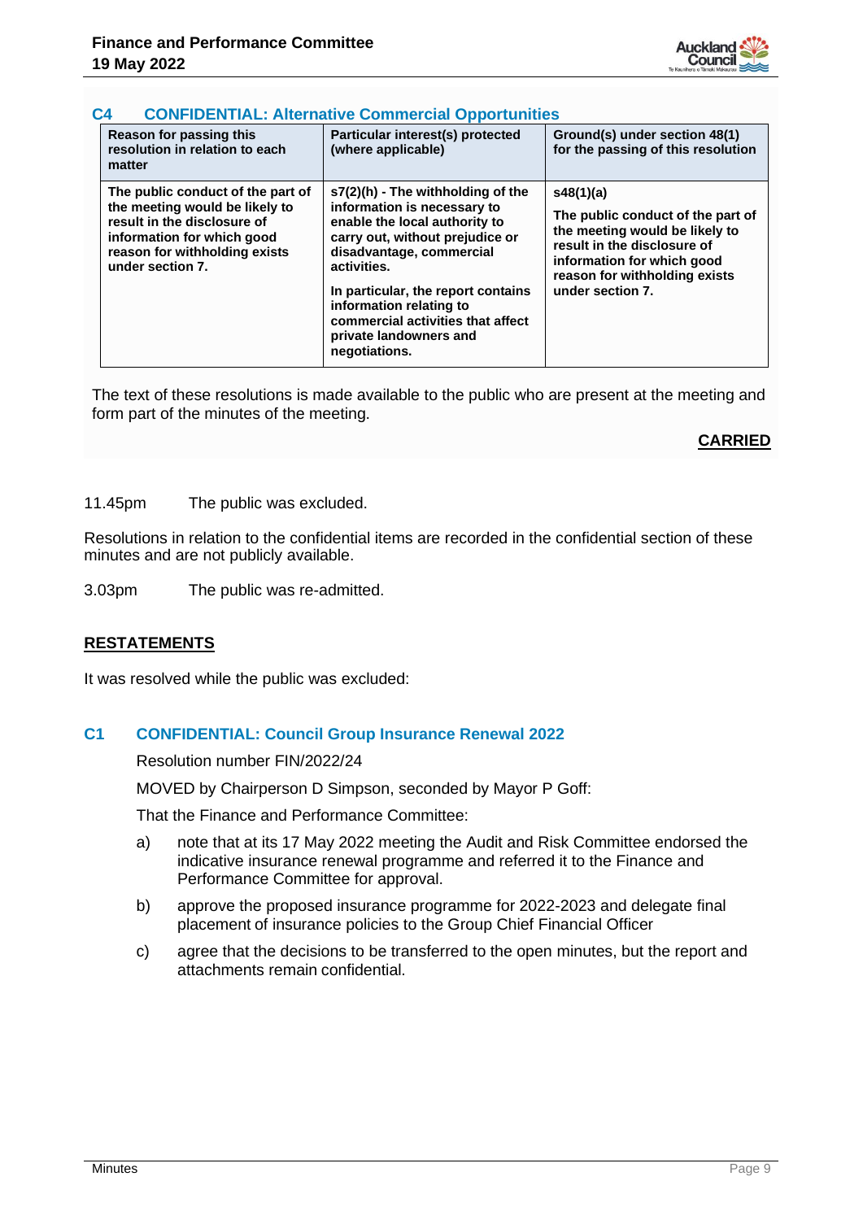### C4 CONFIDENTIAL: Alternative Commercial Opportunities

| Reason for passing this resolution in relation to each matter | Particular interest(s) protected (where applicable) | Ground(s) under section 48(1) for the passing of this resolution |
|---|---|---|
| The public conduct of the part of the meeting would be likely to result in the disclosure of information for which good reason for withholding exists under section 7. | s7(2)(h) - The withholding of the information is necessary to enable the local authority to carry out, without prejudice or disadvantage, commercial activities. <br><br> In particular, the report contains information relating to commercial activities that affect private landowners and negotiations. | s48(1)(a) <br><br> The public conduct of the part of the meeting would be likely to result in the disclosure of information for which good reason for withholding exists under section 7. |

The text of these resolutions is made available to the public who are present at the meeting and form part of the minutes of the meeting.

**CARRIED**

11.45pm The public was excluded.

Resolutions in relation to the confidential items are recorded in the confidential section of these minutes and are not publicly available.

3.03pm The public was re-admitted.

**RESTATEMENTS**

It was resolved while the public was excluded:

### C1 CONFIDENTIAL: Council Group Insurance Renewal 2022

Resolution number FIN/2022/24

MOVED by Chairperson D Simpson, seconded by Mayor P Goff:

That the Finance and Performance Committee:

a) note that at its 17 May 2022 meeting the Audit and Risk Committee endorsed the indicative insurance renewal programme and referred it to the Finance and Performance Committee for approval.

b) approve the proposed insurance programme for 2022-2023 and delegate final placement of insurance policies to the Group Chief Financial Officer

c) agree that the decisions to be transferred to the open minutes, but the report and attachments remain confidential.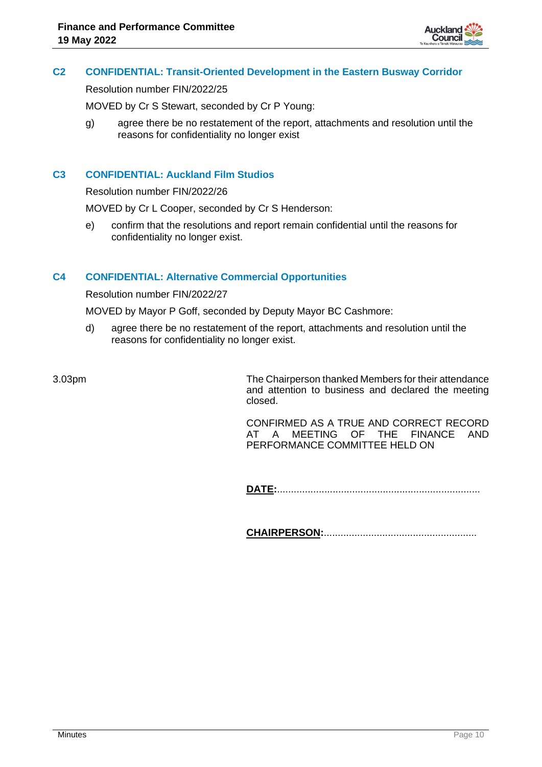## C2 CONFIDENTIAL: Transit-Oriented Development in the Eastern Busway Corridor

Resolution number FIN/2022/25

MOVED by Cr S Stewart, seconded by Cr P Young:

g) agree there be no restatement of the report, attachments and resolution until the reasons for confidentiality no longer exist

## C3 CONFIDENTIAL: Auckland Film Studios

Resolution number FIN/2022/26

MOVED by Cr L Cooper, seconded by Cr S Henderson:

e) confirm that the resolutions and report remain confidential until the reasons for confidentiality no longer exist.

## C4 CONFIDENTIAL: Alternative Commercial Opportunities

Resolution number FIN/2022/27

MOVED by Mayor P Goff, seconded by Deputy Mayor BC Cashmore:

d) agree there be no restatement of the report, attachments and resolution until the reasons for confidentiality no longer exist.

3.03pm

The Chairperson thanked Members for their attendance and attention to business and declared the meeting closed.

CONFIRMED AS A TRUE AND CORRECT RECORD AT A MEETING OF THE FINANCE AND PERFORMANCE COMMITTEE HELD ON

**DATE:**.........................................................................

**CHAIRPERSON:**.......................................................